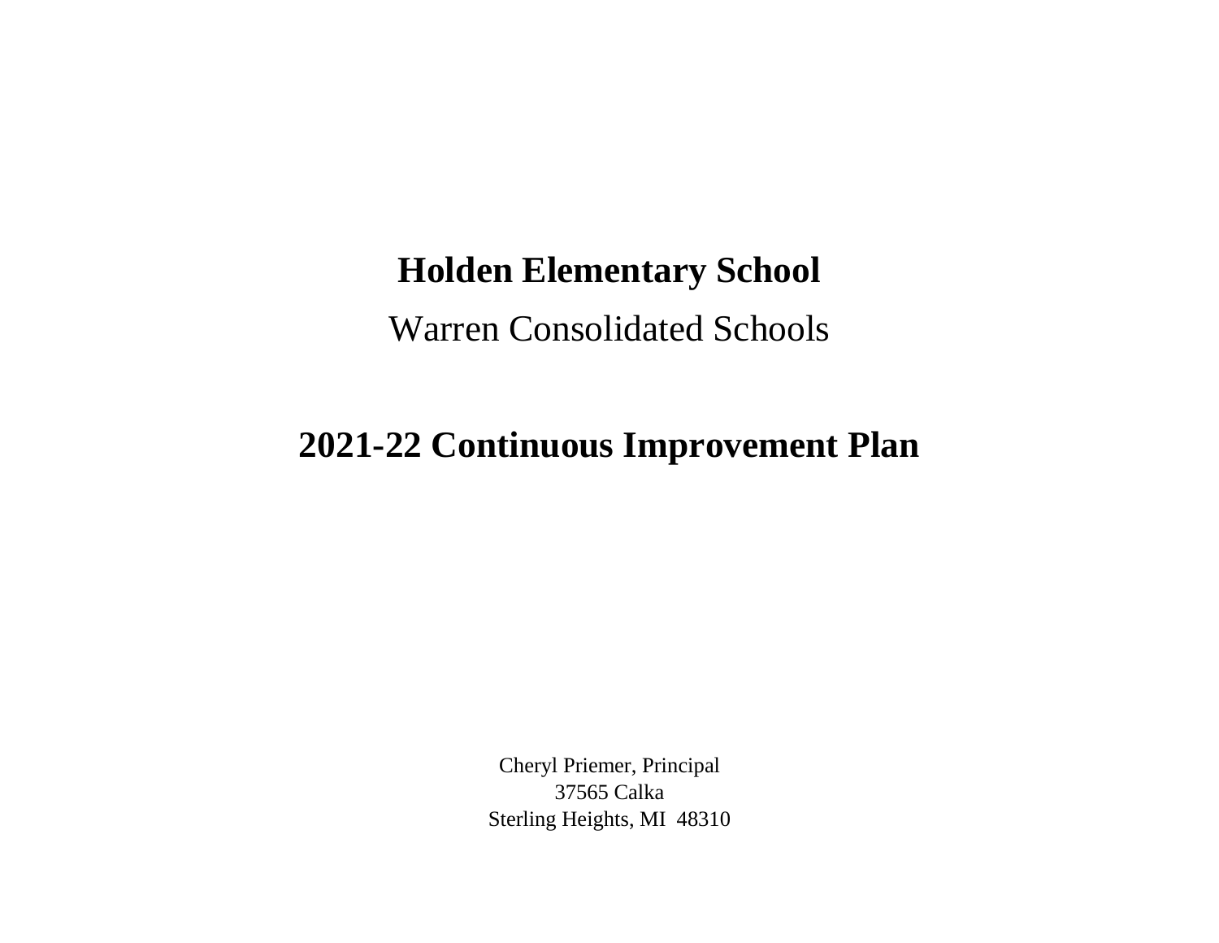# Holden Elementary School

Warren Consolidated Schools

# 2021-22 Continuous Improvement Plan

Cheryl Priemer, Principal
37565 Calka
Sterling Heights, MI 48310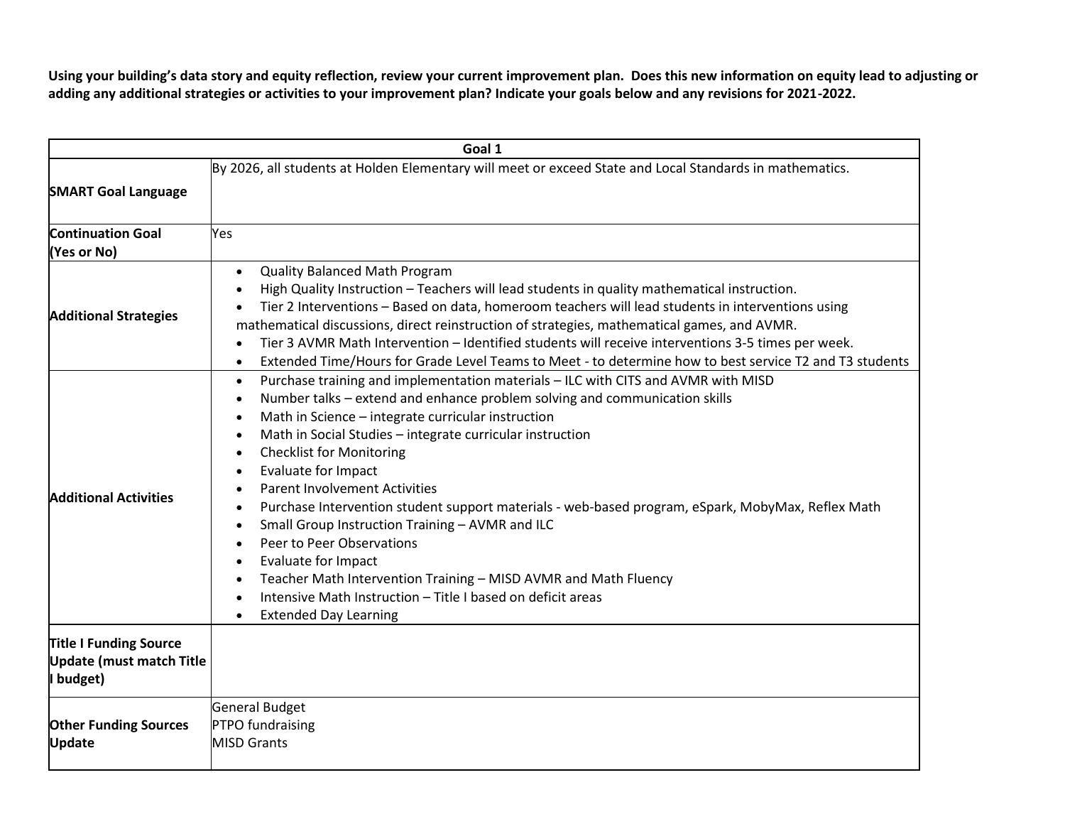**Using your building's data story and equity reflection, review your current improvement plan. Does this new information on equity lead to adjusting or adding any additional strategies or activities to your improvement plan? Indicate your goals below and any revisions for 2021-2022.**

| Goal 1 | |
|---|---|
| **SMART Goal Language** | By 2026, all students at Holden Elementary will meet or exceed State and Local Standards in mathematics. |
| **Continuation Goal (Yes or No)** | Yes |
| **Additional Strategies** | • Quality Balanced Math Program<br>• High Quality Instruction – Teachers will lead students in quality mathematical instruction.<br>• Tier 2 Interventions – Based on data, homeroom teachers will lead students in interventions using mathematical discussions, direct reinstruction of strategies, mathematical games, and AVMR.<br>• Tier 3 AVMR Math Intervention – Identified students will receive interventions 3-5 times per week.<br>• Extended Time/Hours for Grade Level Teams to Meet - to determine how to best service T2 and T3 students |
| **Additional Activities** | • Purchase training and implementation materials – ILC with CITS and AVMR with MISD<br>• Number talks – extend and enhance problem solving and communication skills<br>• Math in Science – integrate curricular instruction<br>• Math in Social Studies – integrate curricular instruction<br>• Checklist for Monitoring<br>• Evaluate for Impact<br>• Parent Involvement Activities<br>• Purchase Intervention student support materials - web-based program, eSpark, MobyMax, Reflex Math<br>• Small Group Instruction Training – AVMR and ILC<br>• Peer to Peer Observations<br>• Evaluate for Impact<br>• Teacher Math Intervention Training – MISD AVMR and Math Fluency<br>• Intensive Math Instruction – Title I based on deficit areas<br>• Extended Day Learning |
| **Title I Funding Source Update (must match Title I budget)** | |
| **Other Funding Sources Update** | General Budget<br>PTPO fundraising<br>MISD Grants |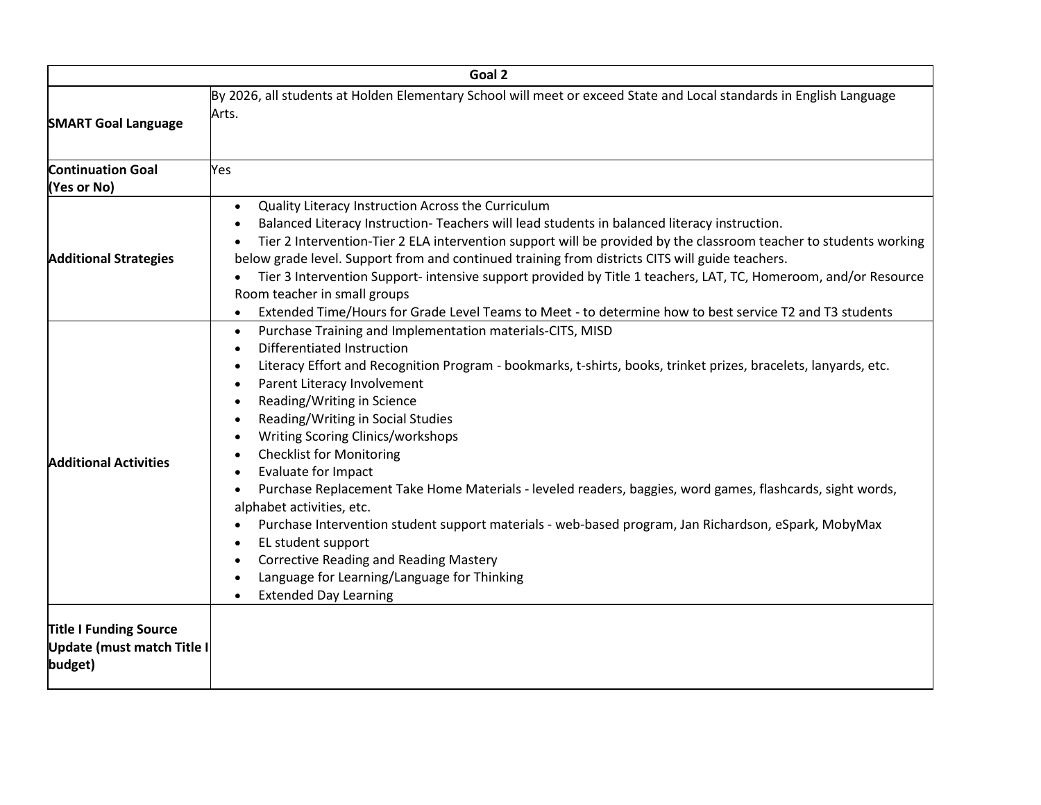| Goal 2 | |
|---|---|
| **SMART Goal Language** | By 2026, all students at Holden Elementary School will meet or exceed State and Local standards in English Language Arts. |
| **Continuation Goal (Yes or No)** | Yes |
| **Additional Strategies** | • Quality Literacy Instruction Across the Curriculum<br>• Balanced Literacy Instruction- Teachers will lead students in balanced literacy instruction.<br>• Tier 2 Intervention-Tier 2 ELA intervention support will be provided by the classroom teacher to students working below grade level. Support from and continued training from districts CITS will guide teachers.<br>• Tier 3 Intervention Support- intensive support provided by Title 1 teachers, LAT, TC, Homeroom, and/or Resource Room teacher in small groups<br>• Extended Time/Hours for Grade Level Teams to Meet - to determine how to best service T2 and T3 students |
| **Additional Activities** | • Purchase Training and Implementation materials-CITS, MISD<br>• Differentiated Instruction<br>• Literacy Effort and Recognition Program - bookmarks, t-shirts, books, trinket prizes, bracelets, lanyards, etc.<br>• Parent Literacy Involvement<br>• Reading/Writing in Science<br>• Reading/Writing in Social Studies<br>• Writing Scoring Clinics/workshops<br>• Checklist for Monitoring<br>• Evaluate for Impact<br>• Purchase Replacement Take Home Materials - leveled readers, baggies, word games, flashcards, sight words, alphabet activities, etc.<br>• Purchase Intervention student support materials - web-based program, Jan Richardson, eSpark, MobyMax<br>• EL student support<br>• Corrective Reading and Reading Mastery<br>• Language for Learning/Language for Thinking<br>• Extended Day Learning |
| **Title I Funding Source Update (must match Title I budget)** | |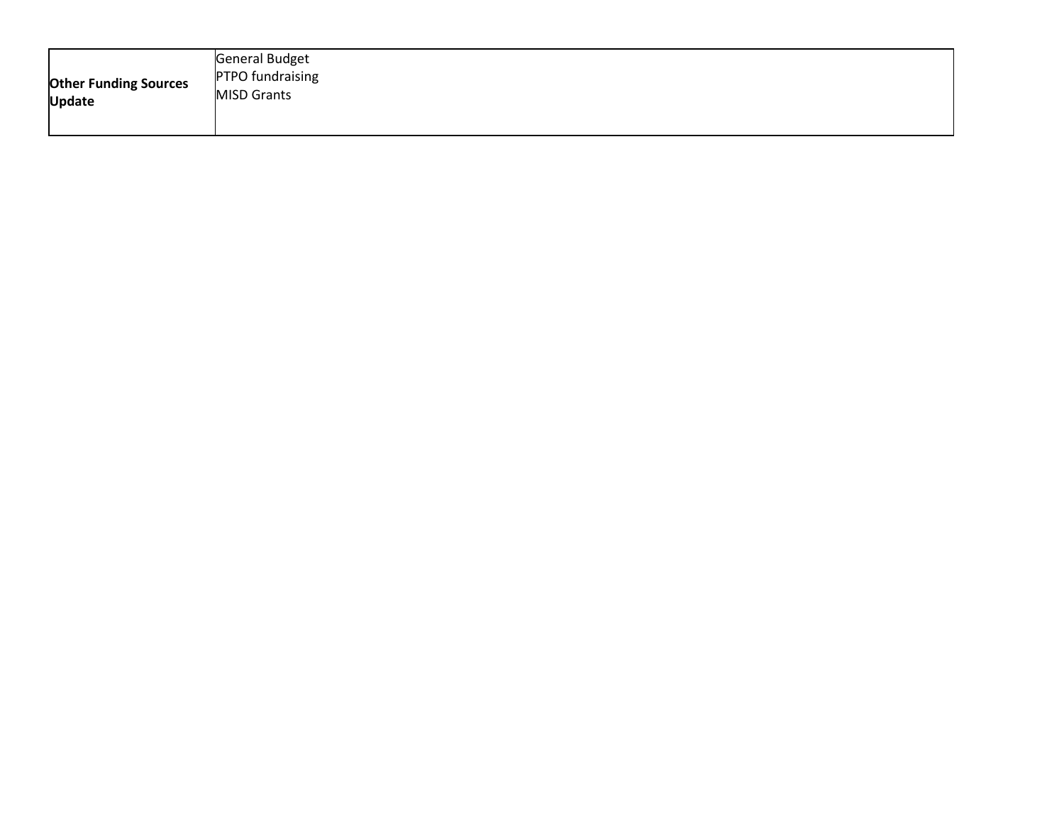| **Other Funding Sources Update** | General Budget<br>PTPO fundraising<br>MISD Grants |
|---|---|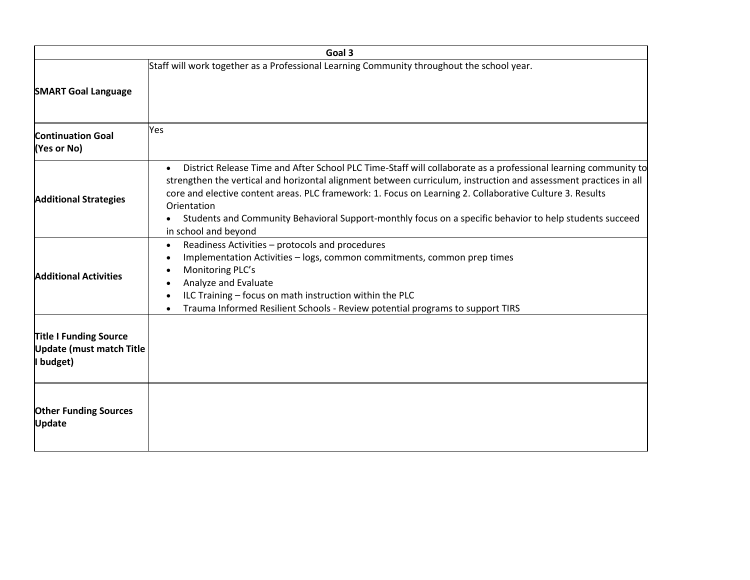| Goal 3 | |
|---|---|
| **SMART Goal Language** | Staff will work together as a Professional Learning Community throughout the school year. |
| **Continuation Goal (Yes or No)** | Yes |
| **Additional Strategies** | • District Release Time and After School PLC Time-Staff will collaborate as a professional learning community to strengthen the vertical and horizontal alignment between curriculum, instruction and assessment practices in all core and elective content areas. PLC framework: 1. Focus on Learning 2. Collaborative Culture 3. Results Orientation<br>• Students and Community Behavioral Support-monthly focus on a specific behavior to help students succeed in school and beyond |
| **Additional Activities** | • Readiness Activities – protocols and procedures<br>• Implementation Activities – logs, common commitments, common prep times<br>• Monitoring PLC's<br>• Analyze and Evaluate<br>• ILC Training – focus on math instruction within the PLC<br>• Trauma Informed Resilient Schools - Review potential programs to support TIRS |
| **Title I Funding Source Update (must match Title I budget)** | |
| **Other Funding Sources Update** | |